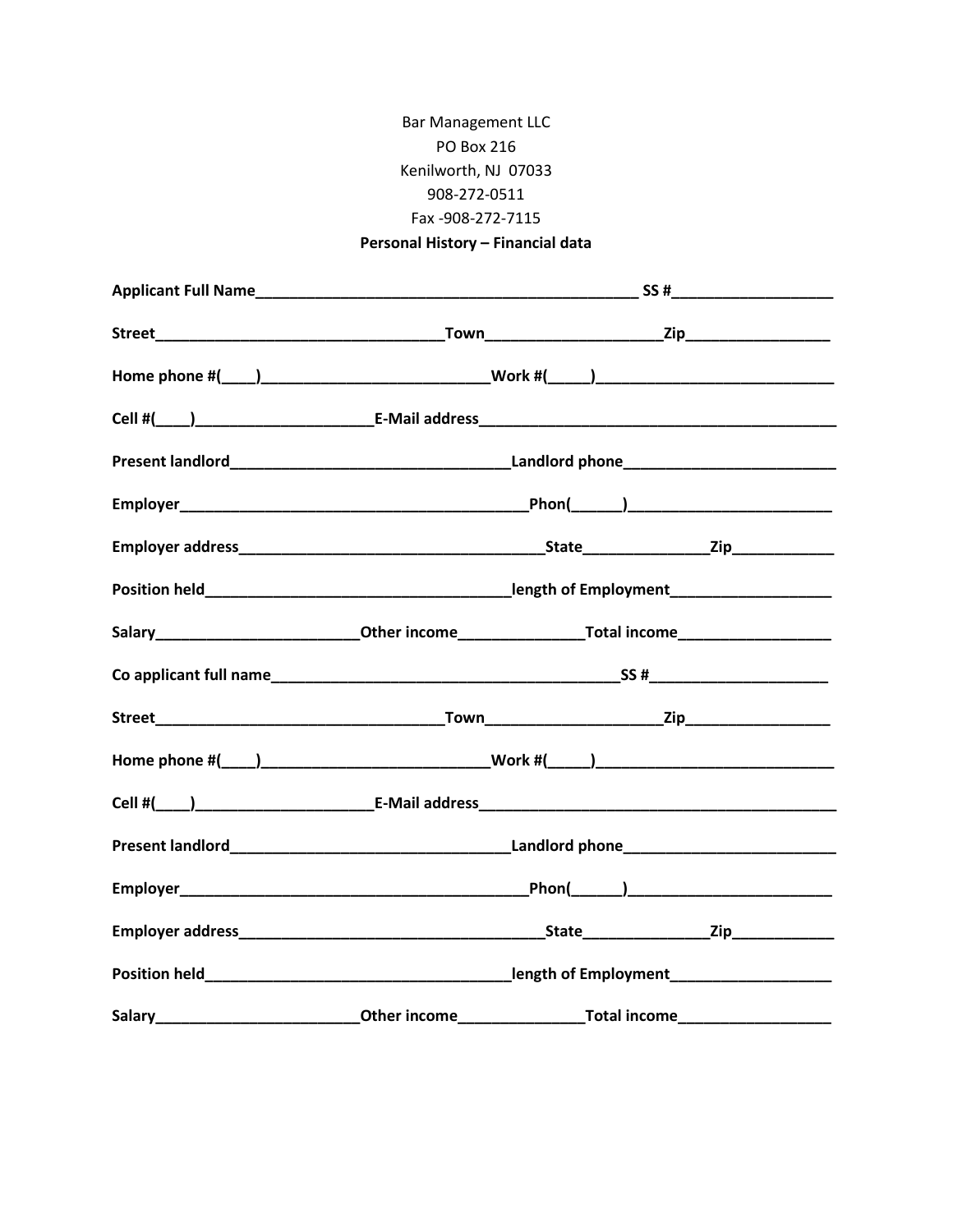Bar Management LLC
PO Box 216
Kenilworth, NJ 07033
908-272-0511
Fax -908-272-7115

**Personal History – Financial data**

**Applicant Full Name**_______________________________________________ **SS #**___________________

**Street**___________________________________**Town**____________________**Zip**_________________

**Home phone #(____)**__________________________**Work #(_____)**___________________________

**Cell #(____)**_____________________**E-Mail address**___________________________________________

**Present landlord**________________________________**Landlord phone**________________________

**Employer**__________________________________________**Phon(______)**________________________

**Employer address**____________________________________**State**______________**Zip**____________

**Position held**____________________________________**length of Employment**___________________

**Salary**_______________________**Other income**______________**Total income**_________________

**Co applicant full name**_________________________________________**SS #**_____________________

**Street**___________________________________**Town**____________________**Zip**_________________

**Home phone #(____)**__________________________**Work #(_____)**___________________________

**Cell #(____)**_____________________**E-Mail address**___________________________________________

**Present landlord**________________________________**Landlord phone**________________________

**Employer**__________________________________________**Phon(______)**________________________

**Employer address**____________________________________**State**______________**Zip**____________

**Position held**____________________________________**length of Employment**___________________

**Salary**_______________________**Other income**______________**Total income**_________________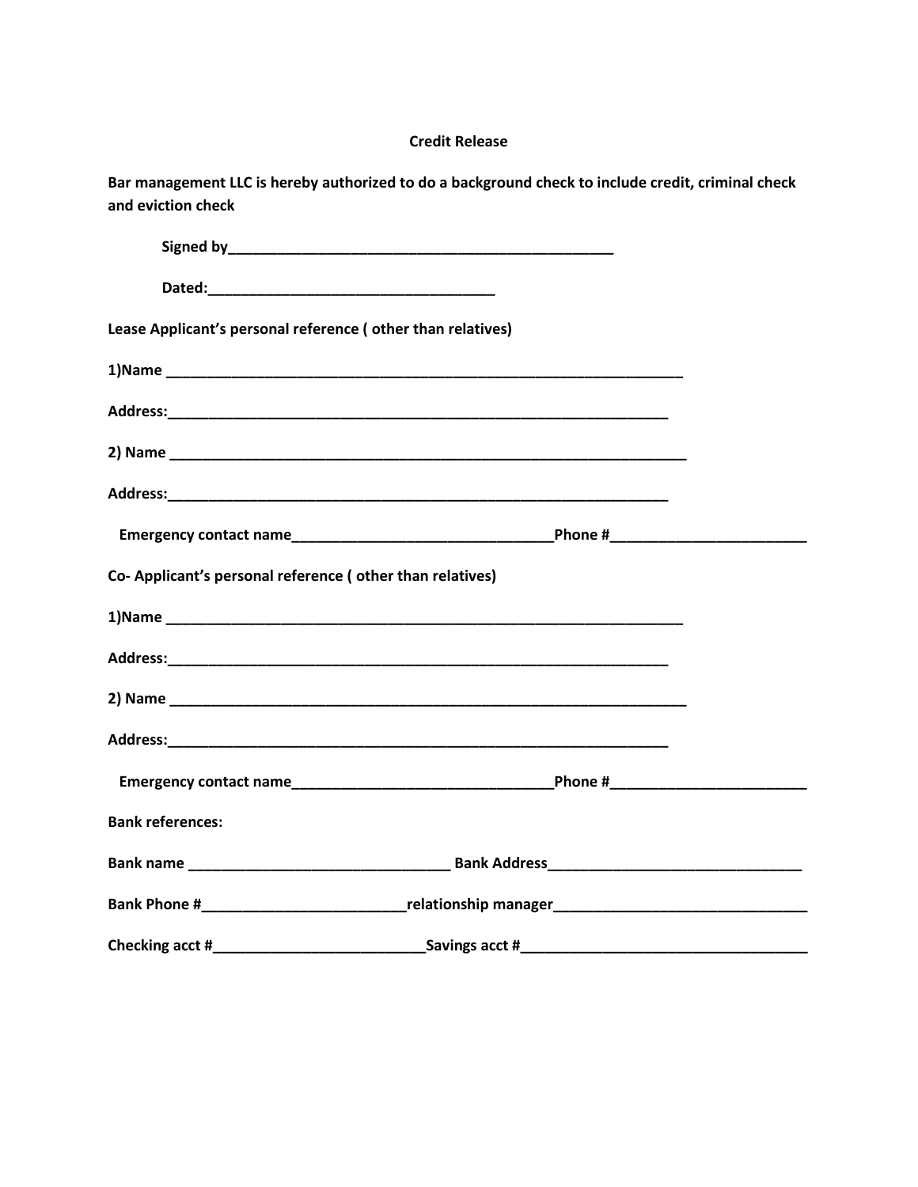**Credit Release**

**Bar management LLC is hereby authorized to do a background check to include credit, criminal check and eviction check**

**Signed by\_\_\_\_\_\_\_\_\_\_\_\_\_\_\_\_\_\_\_\_\_\_\_\_\_\_\_\_\_\_\_\_\_\_\_\_\_\_\_\_\_\_\_\_\_\_\_\_**

**Dated:\_\_\_\_\_\_\_\_\_\_\_\_\_\_\_\_\_\_\_\_\_\_\_\_\_\_\_\_\_\_\_\_\_\_\_\_\_**

**Lease Applicant's personal reference ( other than relatives)**

**1)Name \_\_\_\_\_\_\_\_\_\_\_\_\_\_\_\_\_\_\_\_\_\_\_\_\_\_\_\_\_\_\_\_\_\_\_\_\_\_\_\_\_\_\_\_\_\_\_\_\_\_\_\_\_\_\_\_\_\_\_\_\_\_\_\_\_**

**Address:\_\_\_\_\_\_\_\_\_\_\_\_\_\_\_\_\_\_\_\_\_\_\_\_\_\_\_\_\_\_\_\_\_\_\_\_\_\_\_\_\_\_\_\_\_\_\_\_\_\_\_\_\_\_\_\_\_\_\_\_\_\_\_\_**

**2) Name \_\_\_\_\_\_\_\_\_\_\_\_\_\_\_\_\_\_\_\_\_\_\_\_\_\_\_\_\_\_\_\_\_\_\_\_\_\_\_\_\_\_\_\_\_\_\_\_\_\_\_\_\_\_\_\_\_\_\_\_\_\_\_\_\_**

**Address:\_\_\_\_\_\_\_\_\_\_\_\_\_\_\_\_\_\_\_\_\_\_\_\_\_\_\_\_\_\_\_\_\_\_\_\_\_\_\_\_\_\_\_\_\_\_\_\_\_\_\_\_\_\_\_\_\_\_\_\_\_\_\_\_**

**Emergency contact name\_\_\_\_\_\_\_\_\_\_\_\_\_\_\_\_\_\_\_\_\_\_\_\_\_\_\_\_\_\_\_\_\_\_Phone #\_\_\_\_\_\_\_\_\_\_\_\_\_\_\_\_\_\_\_\_\_\_\_\_\_\_**

**Co- Applicant's personal reference ( other than relatives)**

**1)Name \_\_\_\_\_\_\_\_\_\_\_\_\_\_\_\_\_\_\_\_\_\_\_\_\_\_\_\_\_\_\_\_\_\_\_\_\_\_\_\_\_\_\_\_\_\_\_\_\_\_\_\_\_\_\_\_\_\_\_\_\_\_\_\_\_**

**Address:\_\_\_\_\_\_\_\_\_\_\_\_\_\_\_\_\_\_\_\_\_\_\_\_\_\_\_\_\_\_\_\_\_\_\_\_\_\_\_\_\_\_\_\_\_\_\_\_\_\_\_\_\_\_\_\_\_\_\_\_\_\_\_\_**

**2) Name \_\_\_\_\_\_\_\_\_\_\_\_\_\_\_\_\_\_\_\_\_\_\_\_\_\_\_\_\_\_\_\_\_\_\_\_\_\_\_\_\_\_\_\_\_\_\_\_\_\_\_\_\_\_\_\_\_\_\_\_\_\_\_\_\_**

**Address:\_\_\_\_\_\_\_\_\_\_\_\_\_\_\_\_\_\_\_\_\_\_\_\_\_\_\_\_\_\_\_\_\_\_\_\_\_\_\_\_\_\_\_\_\_\_\_\_\_\_\_\_\_\_\_\_\_\_\_\_\_\_\_\_**

**Emergency contact name\_\_\_\_\_\_\_\_\_\_\_\_\_\_\_\_\_\_\_\_\_\_\_\_\_\_\_\_\_\_\_\_\_\_Phone #\_\_\_\_\_\_\_\_\_\_\_\_\_\_\_\_\_\_\_\_\_\_\_\_\_\_**

**Bank references:**

**Bank name \_\_\_\_\_\_\_\_\_\_\_\_\_\_\_\_\_\_\_\_\_\_\_\_\_\_\_\_\_\_\_\_\_\_ Bank Address\_\_\_\_\_\_\_\_\_\_\_\_\_\_\_\_\_\_\_\_\_\_\_\_\_\_\_\_\_\_\_\_\_**

**Bank Phone #\_\_\_\_\_\_\_\_\_\_\_\_\_\_\_\_\_\_\_\_\_\_\_\_\_\_relationship manager\_\_\_\_\_\_\_\_\_\_\_\_\_\_\_\_\_\_\_\_\_\_\_\_\_\_\_\_\_\_\_\_\_**

**Checking acct #\_\_\_\_\_\_\_\_\_\_\_\_\_\_\_\_\_\_\_\_\_\_\_\_\_\_\_Savings acct #\_\_\_\_\_\_\_\_\_\_\_\_\_\_\_\_\_\_\_\_\_\_\_\_\_\_\_\_\_\_\_\_\_\_\_\_\_**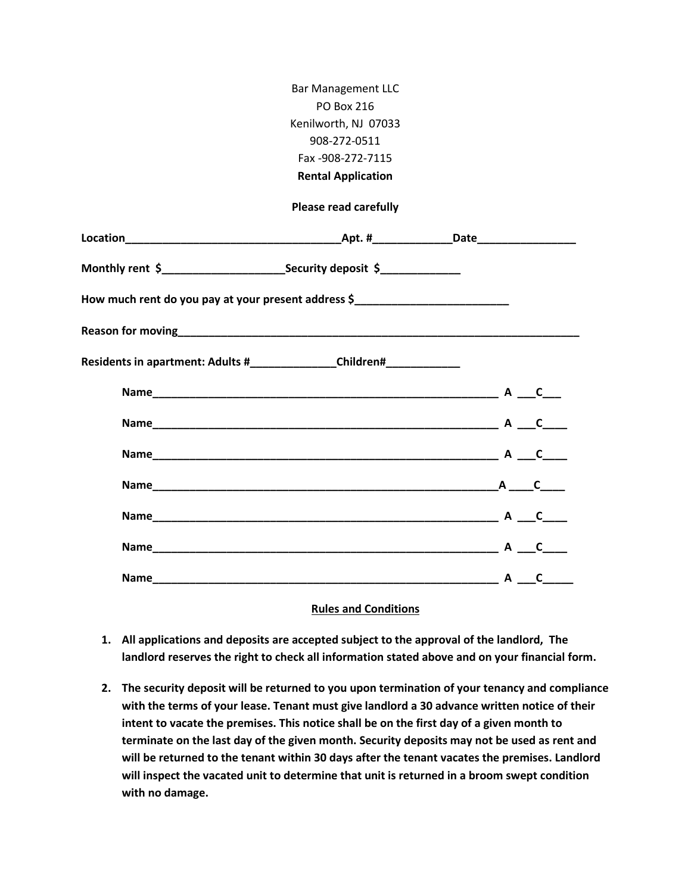Bar Management LLC
PO Box 216
Kenilworth, NJ 07033
908-272-0511
Fax -908-272-7115

**Rental Application**

**Please read carefully**

**Location___________________________________Apt. #_____________Date________________**

**Monthly rent $____________________Security deposit $_____________**

**How much rent do you pay at your present address $_________________________**

**Reason for moving___________________________________________________________________**

**Residents in apartment: Adults #______________Children#____________**

**Name___________________________________________________________ A ___C___**

**Name___________________________________________________________ A ___C____**

**Name___________________________________________________________ A ___C____**

**Name___________________________________________________________A ____C____**

**Name___________________________________________________________ A ___C____**

**Name___________________________________________________________ A ___C____**

**Name___________________________________________________________ A ___C_____**

**Rules and Conditions**

1. **All applications and deposits are accepted subject to the approval of the landlord, The landlord reserves the right to check all information stated above and on your financial form.**

2. **The security deposit will be returned to you upon termination of your tenancy and compliance with the terms of your lease. Tenant must give landlord a 30 advance written notice of their intent to vacate the premises. This notice shall be on the first day of a given month to terminate on the last day of the given month. Security deposits may not be used as rent and will be returned to the tenant within 30 days after the tenant vacates the premises. Landlord will inspect the vacated unit to determine that unit is returned in a broom swept condition with no damage.**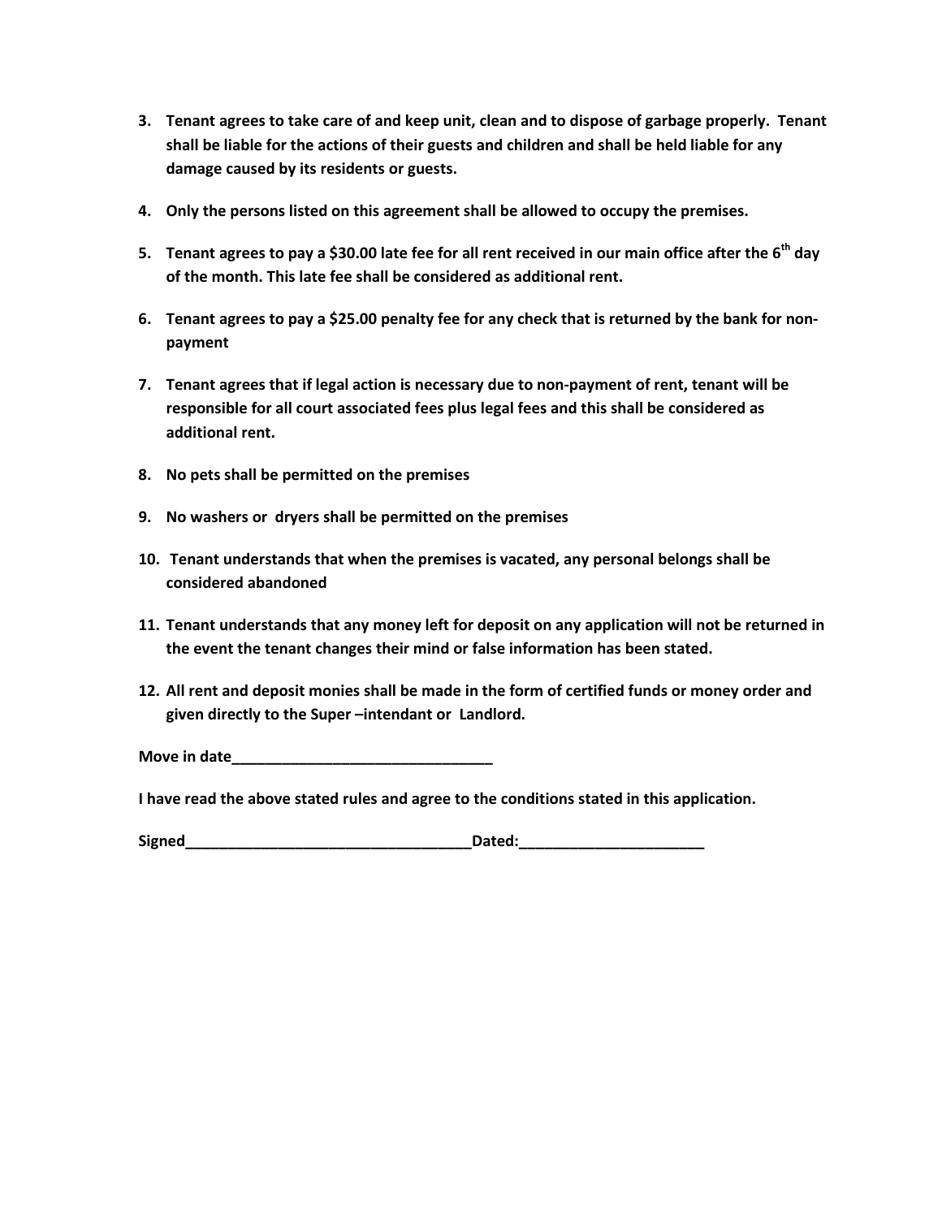3. **Tenant agrees to take care of and keep unit, clean and to dispose of garbage properly. Tenant shall be liable for the actions of their guests and children and shall be held liable for any damage caused by its residents or guests.**

4. **Only the persons listed on this agreement shall be allowed to occupy the premises.**

5. **Tenant agrees to pay a $30.00 late fee for all rent received in our main office after the 6th day of the month. This late fee shall be considered as additional rent.**

6. **Tenant agrees to pay a $25.00 penalty fee for any check that is returned by the bank for non-payment**

7. **Tenant agrees that if legal action is necessary due to non-payment of rent, tenant will be responsible for all court associated fees plus legal fees and this shall be considered as additional rent.**

8. **No pets shall be permitted on the premises**

9. **No washers or dryers shall be permitted on the premises**

10. **Tenant understands that when the premises is vacated, any personal belongs shall be considered abandoned**

11. **Tenant understands that any money left for deposit on any application will not be returned in the event the tenant changes their mind or false information has been stated.**

12. **All rent and deposit monies shall be made in the form of certified funds or money order and given directly to the Super –intendant or Landlord.**

**Move in date_______________________________**

**I have read the above stated rules and agree to the conditions stated in this application.**

**Signed__________________________________Dated:______________________**